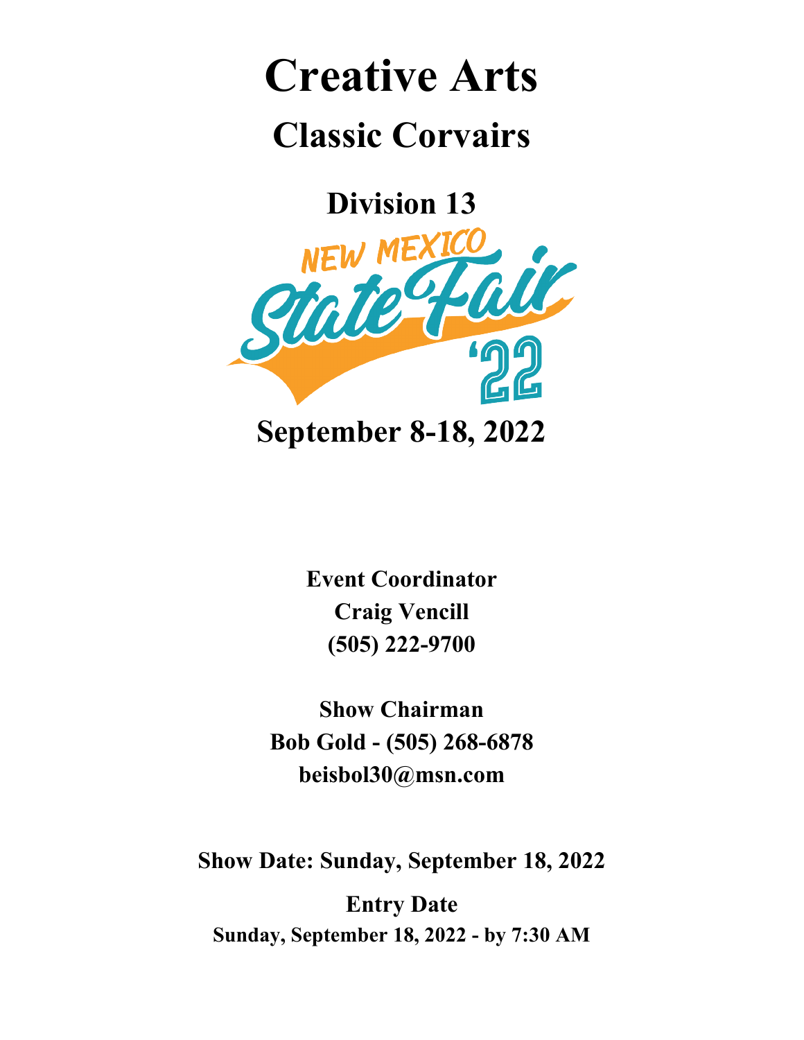# Creative Arts

## Classic Corvairs

## Division 13

NEW MEXICO State Fair '22

## September 8-18, 2022

**Event Coordinator**
**Craig Vencill**
**(505) 222-9700**

**Show Chairman**
**Bob Gold - (505) 268-6878**
**beisbol30@msn.com**

**Show Date: Sunday, September 18, 2022**

**Entry Date**
**Sunday, September 18, 2022 - by 7:30 AM**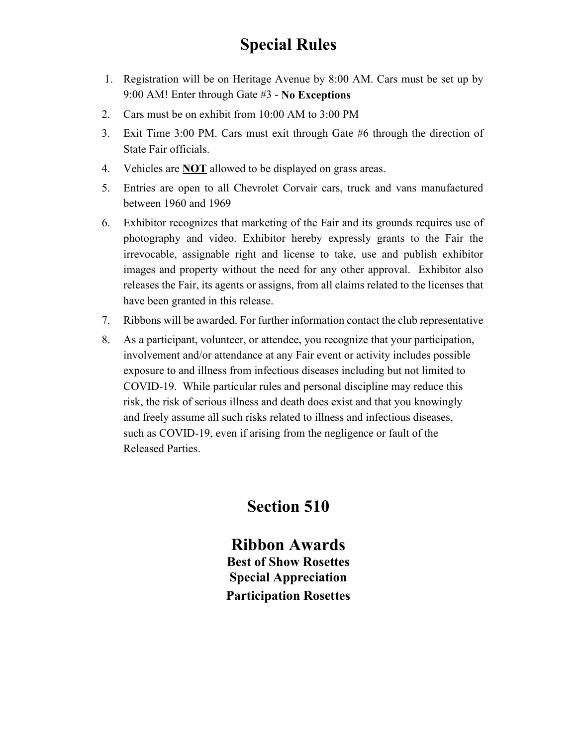# Special Rules

1. Registration will be on Heritage Avenue by 8:00 AM. Cars must be set up by 9:00 AM! Enter through Gate #3 - **No Exceptions**
2. Cars must be on exhibit from 10:00 AM to 3:00 PM
3. Exit Time 3:00 PM. Cars must exit through Gate #6 through the direction of State Fair officials.
4. Vehicles are **<u>NOT</u>** allowed to be displayed on grass areas.
5. Entries are open to all Chevrolet Corvair cars, truck and vans manufactured between 1960 and 1969
6. Exhibitor recognizes that marketing of the Fair and its grounds requires use of photography and video. Exhibitor hereby expressly grants to the Fair the irrevocable, assignable right and license to take, use and publish exhibitor images and property without the need for any other approval. Exhibitor also releases the Fair, its agents or assigns, from all claims related to the licenses that have been granted in this release.
7. Ribbons will be awarded. For further information contact the club representative
8. As a participant, volunteer, or attendee, you recognize that your participation, involvement and/or attendance at any Fair event or activity includes possible exposure to and illness from infectious diseases including but not limited to COVID-19. While particular rules and personal discipline may reduce this risk, the risk of serious illness and death does exist and that you knowingly and freely assume all such risks related to illness and infectious diseases, such as COVID-19, even if arising from the negligence or fault of the Released Parties.

# Section 510

# Ribbon Awards

**Best of Show Rosettes**

**Special Appreciation**

**Participation Rosettes**